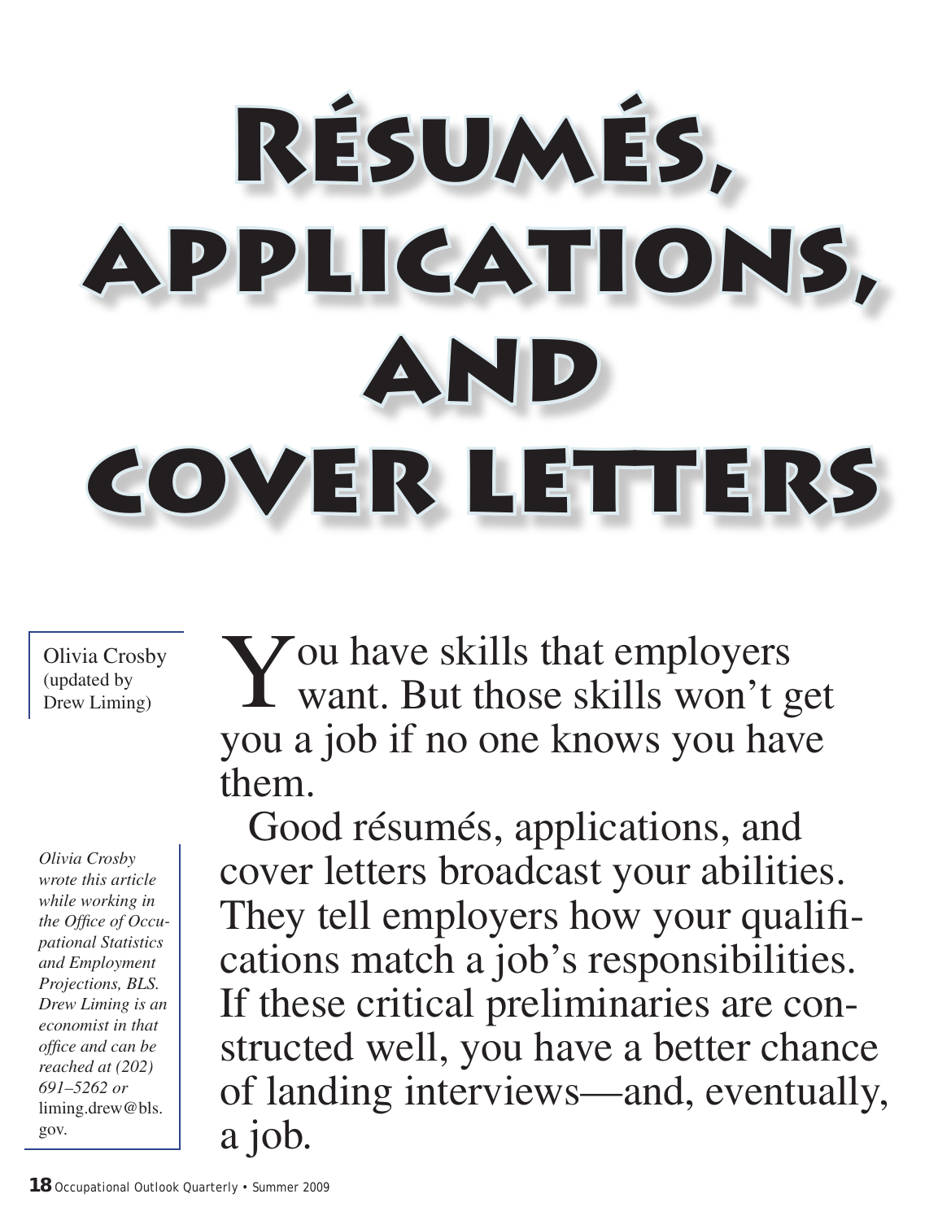# Résumés, Applications, and Cover Letters

Olivia Crosby (updated by Drew Liming)

*Olivia Crosby wrote this article while working in the Office of Occupational Statistics and Employment Projections, BLS. Drew Liming is an economist in that office and can be reached at (202) 691–5262 or* liming.drew@bls.gov.

You have skills that employers want. But those skills won't get you a job if no one knows you have them.

Good résumés, applications, and cover letters broadcast your abilities. They tell employers how your qualifications match a job's responsibilities. If these critical preliminaries are constructed well, you have a better chance of landing interviews—and, eventually, a job.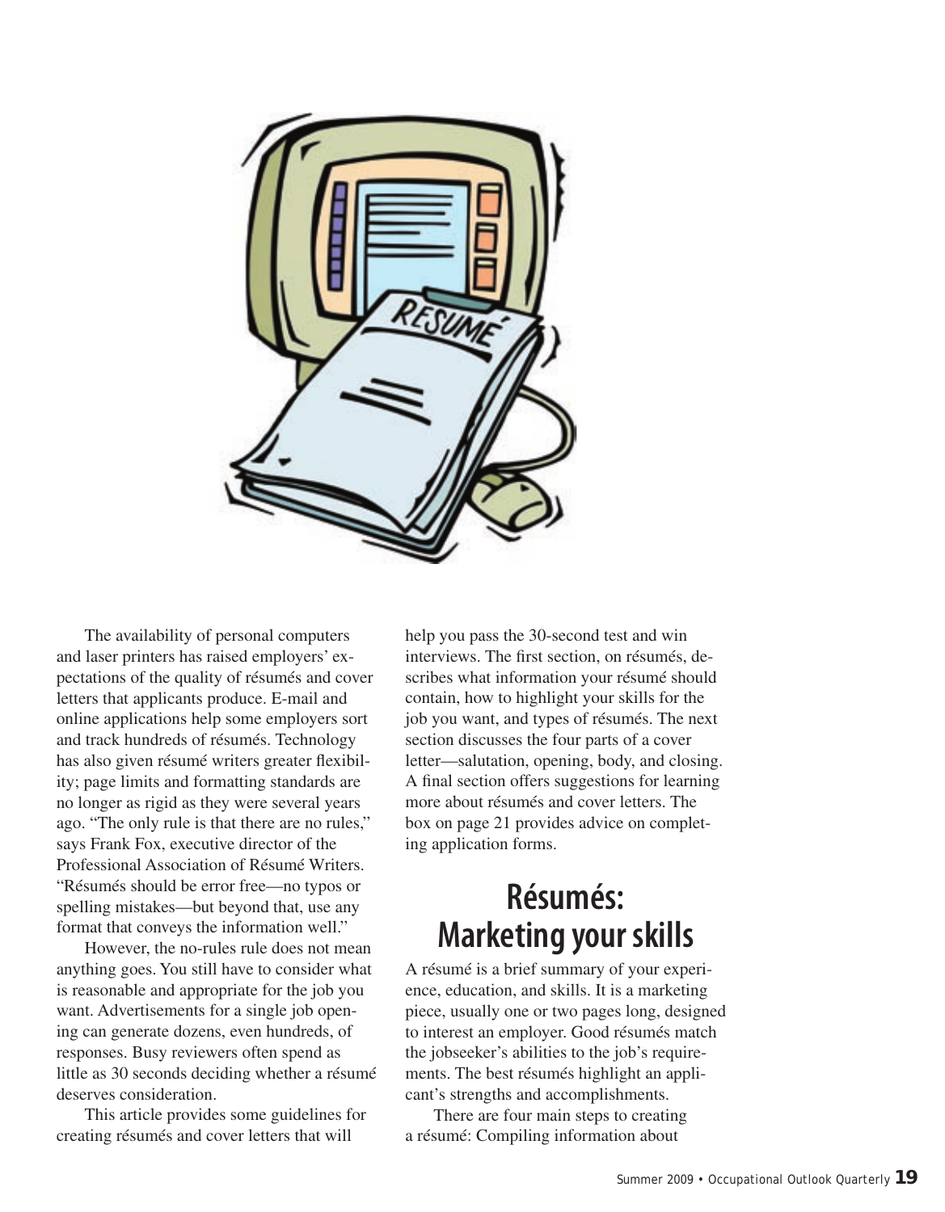The availability of personal computers and laser printers has raised employers' expectations of the quality of résumés and cover letters that applicants produce. E-mail and online applications help some employers sort and track hundreds of résumés. Technology has also given résumé writers greater flexibility; page limits and formatting standards are no longer as rigid as they were several years ago. "The only rule is that there are no rules," says Frank Fox, executive director of the Professional Association of Résumé Writers. "Résumés should be error free—no typos or spelling mistakes—but beyond that, use any format that conveys the information well."

However, the no-rules rule does not mean anything goes. You still have to consider what is reasonable and appropriate for the job you want. Advertisements for a single job opening can generate dozens, even hundreds, of responses. Busy reviewers often spend as little as 30 seconds deciding whether a résumé deserves consideration.

This article provides some guidelines for creating résumés and cover letters that will help you pass the 30-second test and win interviews. The first section, on résumés, describes what information your résumé should contain, how to highlight your skills for the job you want, and types of résumés. The next section discusses the four parts of a cover letter—salutation, opening, body, and closing. A final section offers suggestions for learning more about résumés and cover letters. The box on page 21 provides advice on completing application forms.

## Résumés: Marketing your skills

A résumé is a brief summary of your experience, education, and skills. It is a marketing piece, usually one or two pages long, designed to interest an employer. Good résumés match the jobseeker's abilities to the job's requirements. The best résumés highlight an applicant's strengths and accomplishments.

There are four main steps to creating a résumé: Compiling information about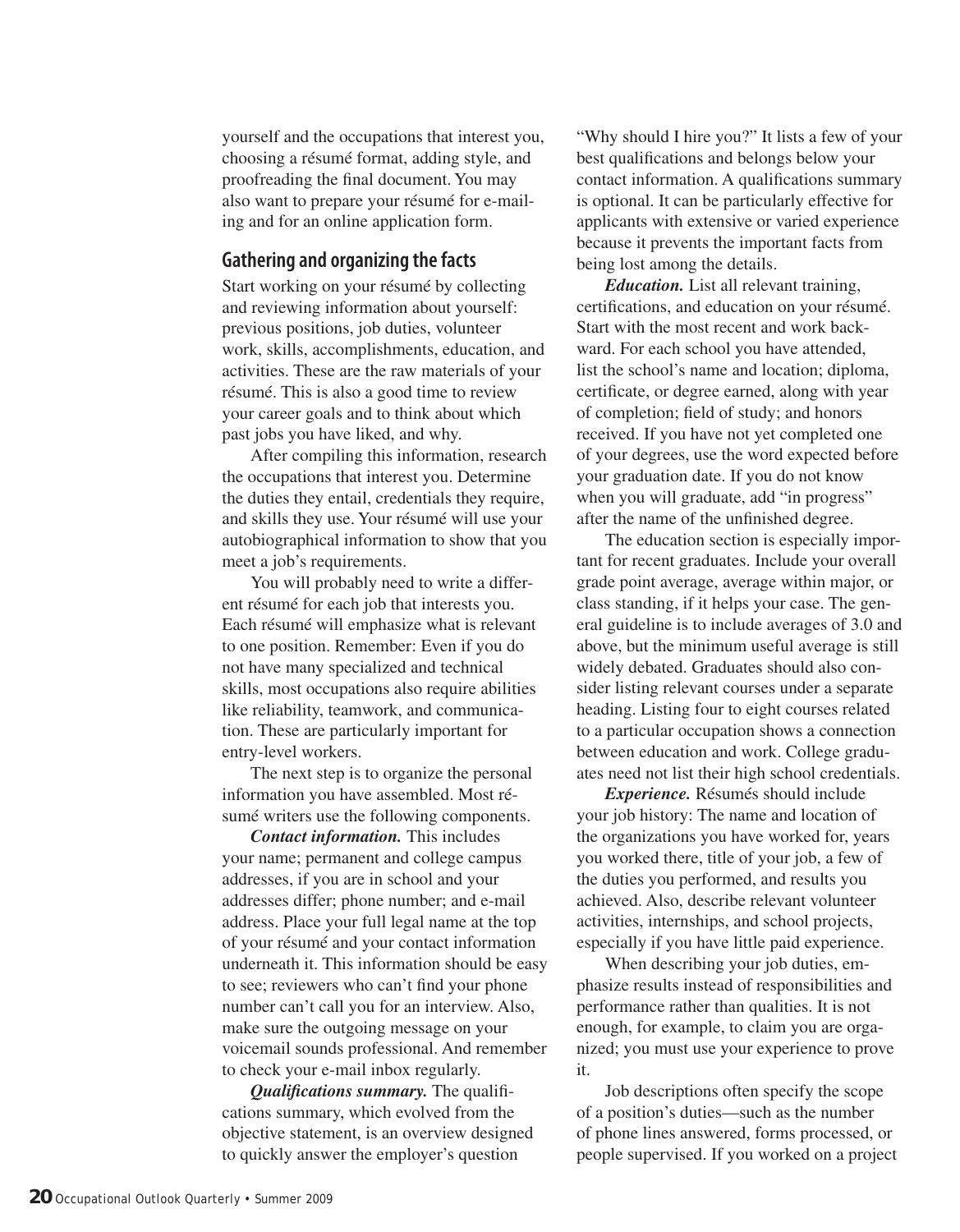yourself and the occupations that interest you, choosing a résumé format, adding style, and proofreading the final document. You may also want to prepare your résumé for e-mailing and for an online application form.

## Gathering and organizing the facts

Start working on your résumé by collecting and reviewing information about yourself: previous positions, job duties, volunteer work, skills, accomplishments, education, and activities. These are the raw materials of your résumé. This is also a good time to review your career goals and to think about which past jobs you have liked, and why.

After compiling this information, research the occupations that interest you. Determine the duties they entail, credentials they require, and skills they use. Your résumé will use your autobiographical information to show that you meet a job's requirements.

You will probably need to write a different résumé for each job that interests you. Each résumé will emphasize what is relevant to one position. Remember: Even if you do not have many specialized and technical skills, most occupations also require abilities like reliability, teamwork, and communication. These are particularly important for entry-level workers.

The next step is to organize the personal information you have assembled. Most résumé writers use the following components.

***Contact information.*** This includes your name; permanent and college campus addresses, if you are in school and your addresses differ; phone number; and e-mail address. Place your full legal name at the top of your résumé and your contact information underneath it. This information should be easy to see; reviewers who can't find your phone number can't call you for an interview. Also, make sure the outgoing message on your voicemail sounds professional. And remember to check your e-mail inbox regularly.

***Qualifications summary.*** The qualifications summary, which evolved from the objective statement, is an overview designed to quickly answer the employer's question "Why should I hire you?" It lists a few of your best qualifications and belongs below your contact information. A qualifications summary is optional. It can be particularly effective for applicants with extensive or varied experience because it prevents the important facts from being lost among the details.

***Education.*** List all relevant training, certifications, and education on your résumé. Start with the most recent and work backward. For each school you have attended, list the school's name and location; diploma, certificate, or degree earned, along with year of completion; field of study; and honors received. If you have not yet completed one of your degrees, use the word expected before your graduation date. If you do not know when you will graduate, add "in progress" after the name of the unfinished degree.

The education section is especially important for recent graduates. Include your overall grade point average, average within major, or class standing, if it helps your case. The general guideline is to include averages of 3.0 and above, but the minimum useful average is still widely debated. Graduates should also consider listing relevant courses under a separate heading. Listing four to eight courses related to a particular occupation shows a connection between education and work. College graduates need not list their high school credentials.

***Experience.*** Résumés should include your job history: The name and location of the organizations you have worked for, years you worked there, title of your job, a few of the duties you performed, and results you achieved. Also, describe relevant volunteer activities, internships, and school projects, especially if you have little paid experience.

When describing your job duties, emphasize results instead of responsibilities and performance rather than qualities. It is not enough, for example, to claim you are organized; you must use your experience to prove it.

Job descriptions often specify the scope of a position's duties—such as the number of phone lines answered, forms processed, or people supervised. If you worked on a project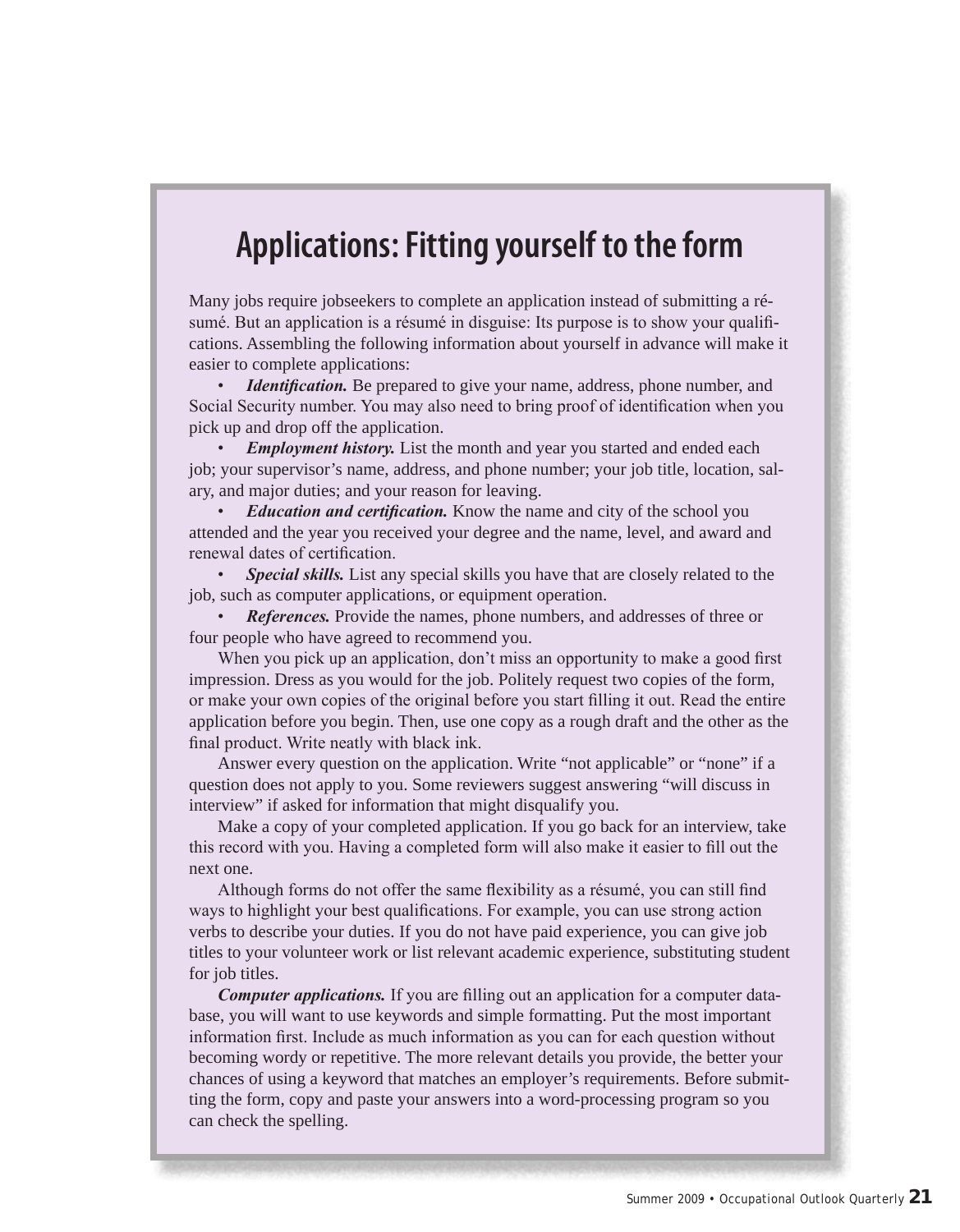## Applications: Fitting yourself to the form

Many jobs require jobseekers to complete an application instead of submitting a résumé. But an application is a résumé in disguise: Its purpose is to show your qualifications. Assembling the following information about yourself in advance will make it easier to complete applications:

- ***Identification.*** Be prepared to give your name, address, phone number, and Social Security number. You may also need to bring proof of identification when you pick up and drop off the application.
- ***Employment history.*** List the month and year you started and ended each job; your supervisor's name, address, and phone number; your job title, location, salary, and major duties; and your reason for leaving.
- ***Education and certification.*** Know the name and city of the school you attended and the year you received your degree and the name, level, and award and renewal dates of certification.
- ***Special skills.*** List any special skills you have that are closely related to the job, such as computer applications, or equipment operation.
- ***References.*** Provide the names, phone numbers, and addresses of three or four people who have agreed to recommend you.

When you pick up an application, don't miss an opportunity to make a good first impression. Dress as you would for the job. Politely request two copies of the form, or make your own copies of the original before you start filling it out. Read the entire application before you begin. Then, use one copy as a rough draft and the other as the final product. Write neatly with black ink.

Answer every question on the application. Write "not applicable" or "none" if a question does not apply to you. Some reviewers suggest answering "will discuss in interview" if asked for information that might disqualify you.

Make a copy of your completed application. If you go back for an interview, take this record with you. Having a completed form will also make it easier to fill out the next one.

Although forms do not offer the same flexibility as a résumé, you can still find ways to highlight your best qualifications. For example, you can use strong action verbs to describe your duties. If you do not have paid experience, you can give job titles to your volunteer work or list relevant academic experience, substituting student for job titles.

***Computer applications.*** If you are filling out an application for a computer database, you will want to use keywords and simple formatting. Put the most important information first. Include as much information as you can for each question without becoming wordy or repetitive. The more relevant details you provide, the better your chances of using a keyword that matches an employer's requirements. Before submitting the form, copy and paste your answers into a word-processing program so you can check the spelling.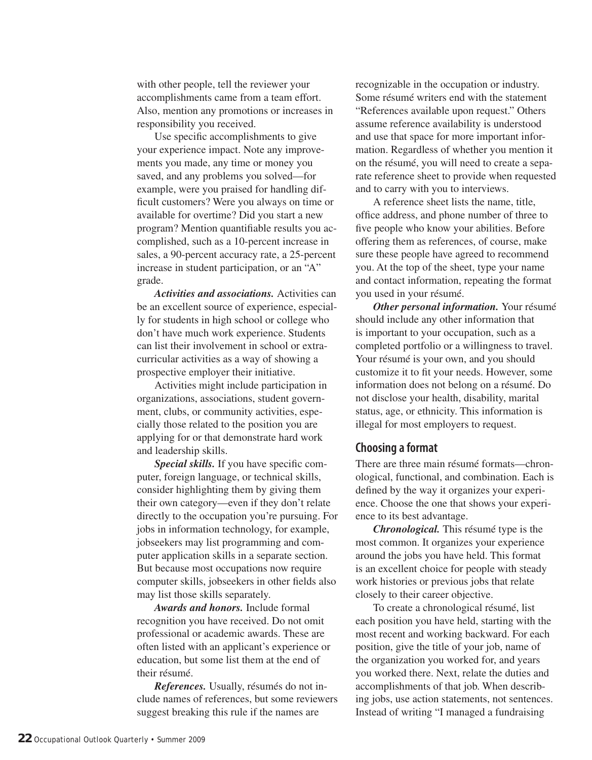with other people, tell the reviewer your accomplishments came from a team effort. Also, mention any promotions or increases in responsibility you received.

Use specific accomplishments to give your experience impact. Note any improvements you made, any time or money you saved, and any problems you solved—for example, were you praised for handling difficult customers? Were you always on time or available for overtime? Did you start a new program? Mention quantifiable results you accomplished, such as a 10-percent increase in sales, a 90-percent accuracy rate, a 25-percent increase in student participation, or an "A" grade.

***Activities and associations.*** Activities can be an excellent source of experience, especially for students in high school or college who don't have much work experience. Students can list their involvement in school or extracurricular activities as a way of showing a prospective employer their initiative.

Activities might include participation in organizations, associations, student government, clubs, or community activities, especially those related to the position you are applying for or that demonstrate hard work and leadership skills.

***Special skills.*** If you have specific computer, foreign language, or technical skills, consider highlighting them by giving them their own category—even if they don't relate directly to the occupation you're pursuing. For jobs in information technology, for example, jobseekers may list programming and computer application skills in a separate section. But because most occupations now require computer skills, jobseekers in other fields also may list those skills separately.

***Awards and honors.*** Include formal recognition you have received. Do not omit professional or academic awards. These are often listed with an applicant's experience or education, but some list them at the end of their résumé.

***References.*** Usually, résumés do not include names of references, but some reviewers suggest breaking this rule if the names are recognizable in the occupation or industry. Some résumé writers end with the statement "References available upon request." Others assume reference availability is understood and use that space for more important information. Regardless of whether you mention it on the résumé, you will need to create a separate reference sheet to provide when requested and to carry with you to interviews.

A reference sheet lists the name, title, office address, and phone number of three to five people who know your abilities. Before offering them as references, of course, make sure these people have agreed to recommend you. At the top of the sheet, type your name and contact information, repeating the format you used in your résumé.

***Other personal information.*** Your résumé should include any other information that is important to your occupation, such as a completed portfolio or a willingness to travel. Your résumé is your own, and you should customize it to fit your needs. However, some information does not belong on a résumé. Do not disclose your health, disability, marital status, age, or ethnicity. This information is illegal for most employers to request.

## Choosing a format

There are three main résumé formats—chronological, functional, and combination. Each is defined by the way it organizes your experience. Choose the one that shows your experience to its best advantage.

***Chronological.*** This résumé type is the most common. It organizes your experience around the jobs you have held. This format is an excellent choice for people with steady work histories or previous jobs that relate closely to their career objective.

To create a chronological résumé, list each position you have held, starting with the most recent and working backward. For each position, give the title of your job, name of the organization you worked for, and years you worked there. Next, relate the duties and accomplishments of that job. When describing jobs, use action statements, not sentences. Instead of writing "I managed a fundraising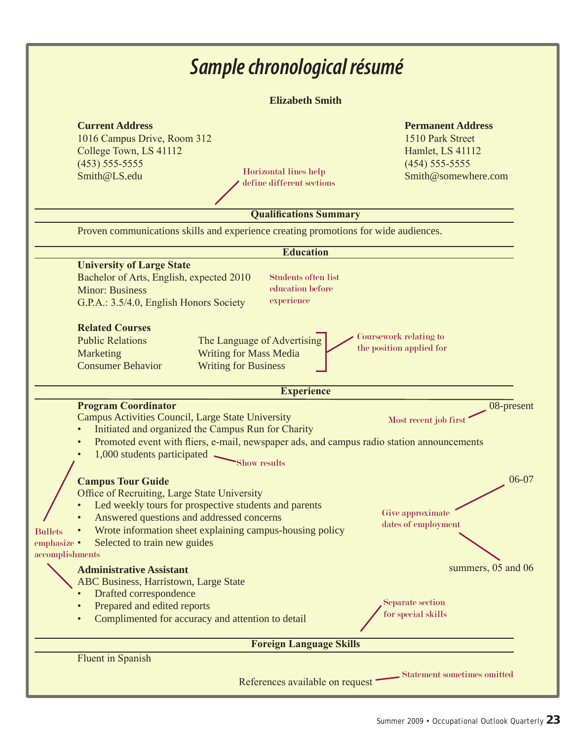# Sample chronological résumé

**Elizabeth Smith**

**Current Address**
1016 Campus Drive, Room 312
College Town, LS 41112
(453) 555-5555
Smith@LS.edu

**Permanent Address**
1510 Park Street
Hamlet, LS 41112
(454) 555-5555
Smith@somewhere.com

Horizontal lines help define different sections

---

**Qualifications Summary**

---

Proven communications skills and experience creating promotions for wide audiences.

---

**Education**

---

**University of Large State**
Bachelor of Arts, English, expected 2010
Minor: Business
G.P.A.: 3.5/4.0, English Honors Society

Students often list education before experience

**Related Courses**

| | |
|---|---|
| Public Relations | The Language of Advertising |
| Marketing | Writing for Mass Media |
| Consumer Behavior | Writing for Business |

Coursework relating to the position applied for

---

**Experience**

---

**Program Coordinator** — 08-present
Campus Activities Council, Large State University

- Initiated and organized the Campus Run for Charity
- Promoted event with fliers, e-mail, newspaper ads, and campus radio station announcements
- 1,000 students participated

Most recent job first

Show results

**Campus Tour Guide** — 06-07
Office of Recruiting, Large State University

- Led weekly tours for prospective students and parents
- Answered questions and addressed concerns
- Wrote information sheet explaining campus-housing policy
- Selected to train new guides

Give approximate dates of employment

Bullets emphasize accomplishments

**Administrative Assistant** — summers, 05 and 06
ABC Business, Harristown, Large State

- Drafted correspondence
- Prepared and edited reports
- Complimented for accuracy and attention to detail

Separate section for special skills

---

**Foreign Language Skills**

---

Fluent in Spanish

References available on request

Statement sometimes omitted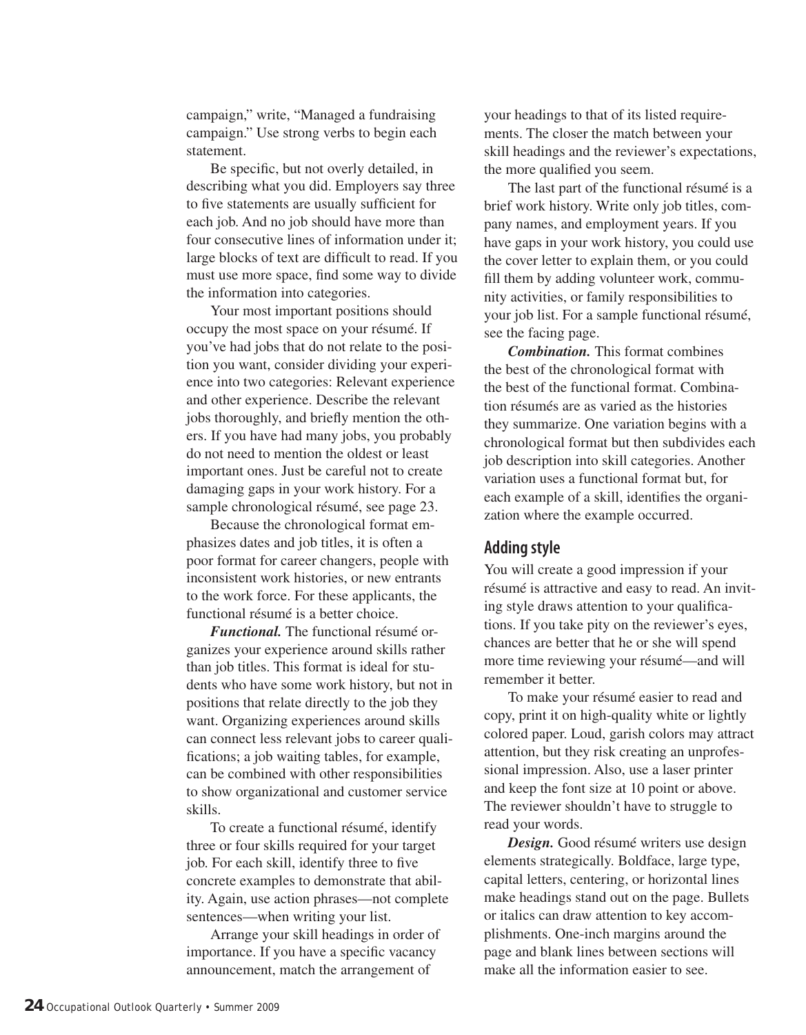campaign," write, "Managed a fundraising campaign." Use strong verbs to begin each statement.

Be specific, but not overly detailed, in describing what you did. Employers say three to five statements are usually sufficient for each job. And no job should have more than four consecutive lines of information under it; large blocks of text are difficult to read. If you must use more space, find some way to divide the information into categories.

Your most important positions should occupy the most space on your résumé. If you've had jobs that do not relate to the position you want, consider dividing your experience into two categories: Relevant experience and other experience. Describe the relevant jobs thoroughly, and briefly mention the others. If you have had many jobs, you probably do not need to mention the oldest or least important ones. Just be careful not to create damaging gaps in your work history. For a sample chronological résumé, see page 23.

Because the chronological format emphasizes dates and job titles, it is often a poor format for career changers, people with inconsistent work histories, or new entrants to the work force. For these applicants, the functional résumé is a better choice.

***Functional.*** The functional résumé organizes your experience around skills rather than job titles. This format is ideal for students who have some work history, but not in positions that relate directly to the job they want. Organizing experiences around skills can connect less relevant jobs to career qualifications; a job waiting tables, for example, can be combined with other responsibilities to show organizational and customer service skills.

To create a functional résumé, identify three or four skills required for your target job. For each skill, identify three to five concrete examples to demonstrate that ability. Again, use action phrases—not complete sentences—when writing your list.

Arrange your skill headings in order of importance. If you have a specific vacancy announcement, match the arrangement of your headings to that of its listed requirements. The closer the match between your skill headings and the reviewer's expectations, the more qualified you seem.

The last part of the functional résumé is a brief work history. Write only job titles, company names, and employment years. If you have gaps in your work history, you could use the cover letter to explain them, or you could fill them by adding volunteer work, community activities, or family responsibilities to your job list. For a sample functional résumé, see the facing page.

***Combination.*** This format combines the best of the chronological format with the best of the functional format. Combination résumés are as varied as the histories they summarize. One variation begins with a chronological format but then subdivides each job description into skill categories. Another variation uses a functional format but, for each example of a skill, identifies the organization where the example occurred.

## Adding style

You will create a good impression if your résumé is attractive and easy to read. An inviting style draws attention to your qualifications. If you take pity on the reviewer's eyes, chances are better that he or she will spend more time reviewing your résumé—and will remember it better.

To make your résumé easier to read and copy, print it on high-quality white or lightly colored paper. Loud, garish colors may attract attention, but they risk creating an unprofessional impression. Also, use a laser printer and keep the font size at 10 point or above. The reviewer shouldn't have to struggle to read your words.

***Design.*** Good résumé writers use design elements strategically. Boldface, large type, capital letters, centering, or horizontal lines make headings stand out on the page. Bullets or italics can draw attention to key accomplishments. One-inch margins around the page and blank lines between sections will make all the information easier to see.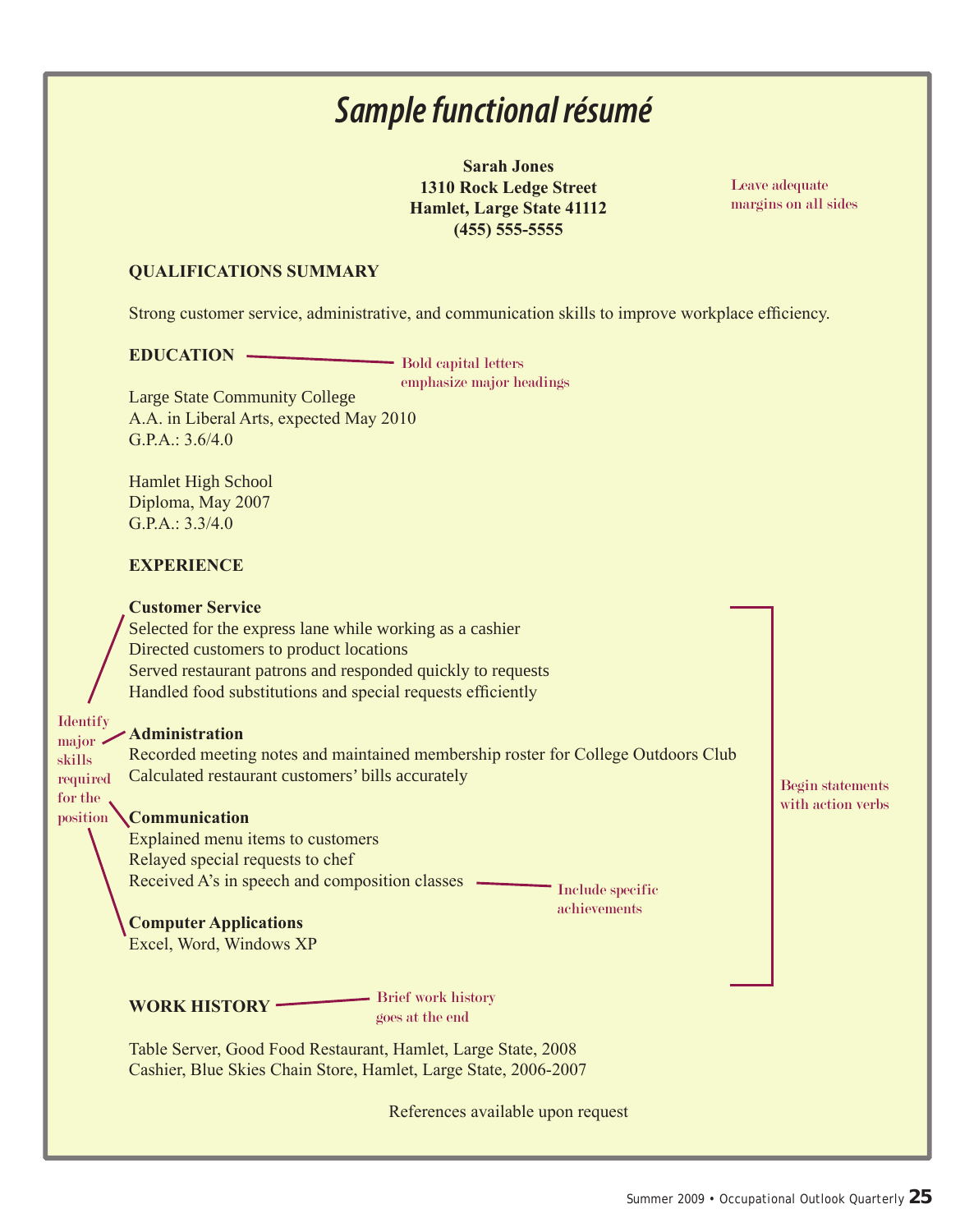## *Sample functional résumé*

**Sarah Jones**
**1310 Rock Ledge Street**
**Hamlet, Large State 41112**
**(455) 555-5555**

Leave adequate margins on all sides

**QUALIFICATIONS SUMMARY**

Strong customer service, administrative, and communication skills to improve workplace efficiency.

**EDUCATION**

Bold capital letters emphasize major headings

Large State Community College
A.A. in Liberal Arts, expected May 2010
G.P.A.: 3.6/4.0

Hamlet High School
Diploma, May 2007
G.P.A.: 3.3/4.0

**EXPERIENCE**

Identify major skills required for the position

Begin statements with action verbs

**Customer Service**
Selected for the express lane while working as a cashier
Directed customers to product locations
Served restaurant patrons and responded quickly to requests
Handled food substitutions and special requests efficiently

**Administration**
Recorded meeting notes and maintained membership roster for College Outdoors Club
Calculated restaurant customers' bills accurately

**Communication**
Explained menu items to customers
Relayed special requests to chef
Received A's in speech and composition classes

Include specific achievements

**Computer Applications**
Excel, Word, Windows XP

**WORK HISTORY**

Brief work history goes at the end

Table Server, Good Food Restaurant, Hamlet, Large State, 2008
Cashier, Blue Skies Chain Store, Hamlet, Large State, 2006-2007

References available upon request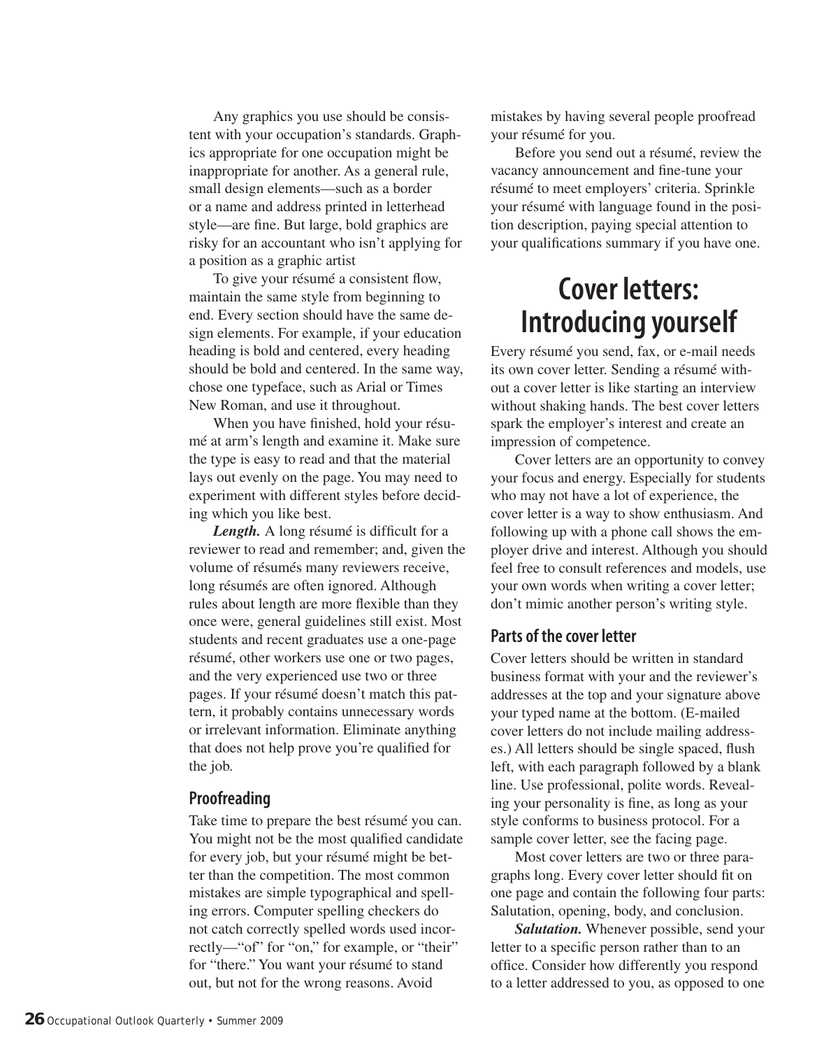Any graphics you use should be consistent with your occupation's standards. Graphics appropriate for one occupation might be inappropriate for another. As a general rule, small design elements—such as a border or a name and address printed in letterhead style—are fine. But large, bold graphics are risky for an accountant who isn't applying for a position as a graphic artist

To give your résumé a consistent flow, maintain the same style from beginning to end. Every section should have the same design elements. For example, if your education heading is bold and centered, every heading should be bold and centered. In the same way, chose one typeface, such as Arial or Times New Roman, and use it throughout.

When you have finished, hold your résumé at arm's length and examine it. Make sure the type is easy to read and that the material lays out evenly on the page. You may need to experiment with different styles before deciding which you like best.

***Length.*** A long résumé is difficult for a reviewer to read and remember; and, given the volume of résumés many reviewers receive, long résumés are often ignored. Although rules about length are more flexible than they once were, general guidelines still exist. Most students and recent graduates use a one-page résumé, other workers use one or two pages, and the very experienced use two or three pages. If your résumé doesn't match this pattern, it probably contains unnecessary words or irrelevant information. Eliminate anything that does not help prove you're qualified for the job.

### Proofreading

Take time to prepare the best résumé you can. You might not be the most qualified candidate for every job, but your résumé might be better than the competition. The most common mistakes are simple typographical and spelling errors. Computer spelling checkers do not catch correctly spelled words used incorrectly—"of" for "on," for example, or "their" for "there." You want your résumé to stand out, but not for the wrong reasons. Avoid mistakes by having several people proofread your résumé for you.

Before you send out a résumé, review the vacancy announcement and fine-tune your résumé to meet employers' criteria. Sprinkle your résumé with language found in the position description, paying special attention to your qualifications summary if you have one.

## Cover letters: Introducing yourself

Every résumé you send, fax, or e-mail needs its own cover letter. Sending a résumé without a cover letter is like starting an interview without shaking hands. The best cover letters spark the employer's interest and create an impression of competence.

Cover letters are an opportunity to convey your focus and energy. Especially for students who may not have a lot of experience, the cover letter is a way to show enthusiasm. And following up with a phone call shows the employer drive and interest. Although you should feel free to consult references and models, use your own words when writing a cover letter; don't mimic another person's writing style.

### Parts of the cover letter

Cover letters should be written in standard business format with your and the reviewer's addresses at the top and your signature above your typed name at the bottom. (E-mailed cover letters do not include mailing addresses.) All letters should be single spaced, flush left, with each paragraph followed by a blank line. Use professional, polite words. Revealing your personality is fine, as long as your style conforms to business protocol. For a sample cover letter, see the facing page.

Most cover letters are two or three paragraphs long. Every cover letter should fit on one page and contain the following four parts: Salutation, opening, body, and conclusion.

***Salutation.*** Whenever possible, send your letter to a specific person rather than to an office. Consider how differently you respond to a letter addressed to you, as opposed to one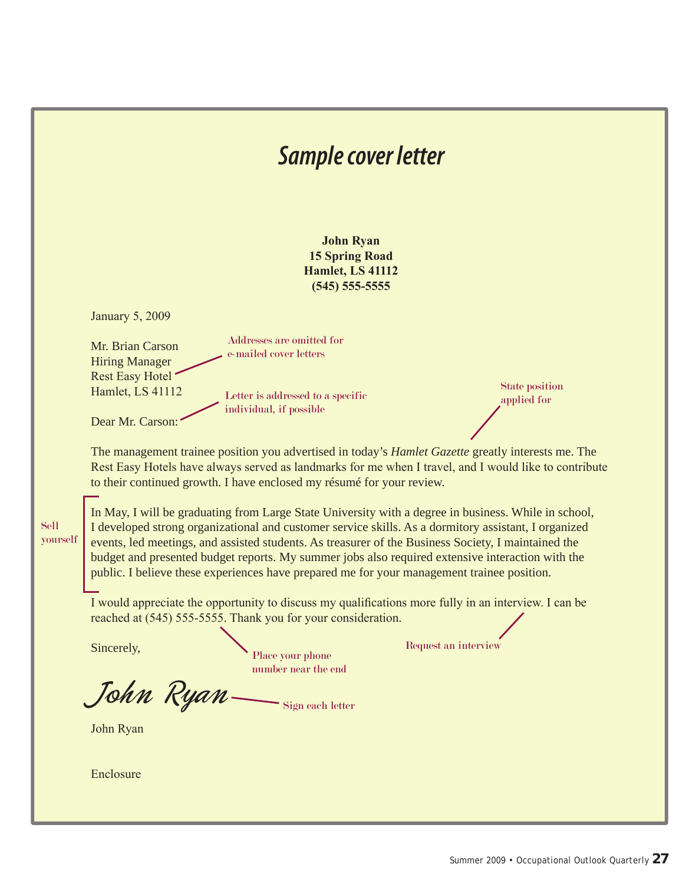# Sample cover letter

**John Ryan**
**15 Spring Road**
**Hamlet, LS 41112**
**(545) 555-5555**

January 5, 2009

Mr. Brian Carson
Hiring Manager
Rest Easy Hotel
Hamlet, LS 41112

*Addresses are omitted for e-mailed cover letters*

Dear Mr. Carson:

*Letter is addressed to a specific individual, if possible*

*State position applied for*

The management trainee position you advertised in today's *Hamlet Gazette* greatly interests me. The Rest Easy Hotels have always served as landmarks for me when I travel, and I would like to contribute to their continued growth. I have enclosed my résumé for your review.

*Sell yourself*

In May, I will be graduating from Large State University with a degree in business. While in school, I developed strong organizational and customer service skills. As a dormitory assistant, I organized events, led meetings, and assisted students. As treasurer of the Business Society, I maintained the budget and presented budget reports. My summer jobs also required extensive interaction with the public. I believe these experiences have prepared me for your management trainee position.

I would appreciate the opportunity to discuss my qualifications more fully in an interview. I can be reached at (545) 555-5555. Thank you for your consideration.

*Request an interview*

*Place your phone number near the end*

Sincerely,

*John Ryan*

*Sign each letter*

John Ryan

Enclosure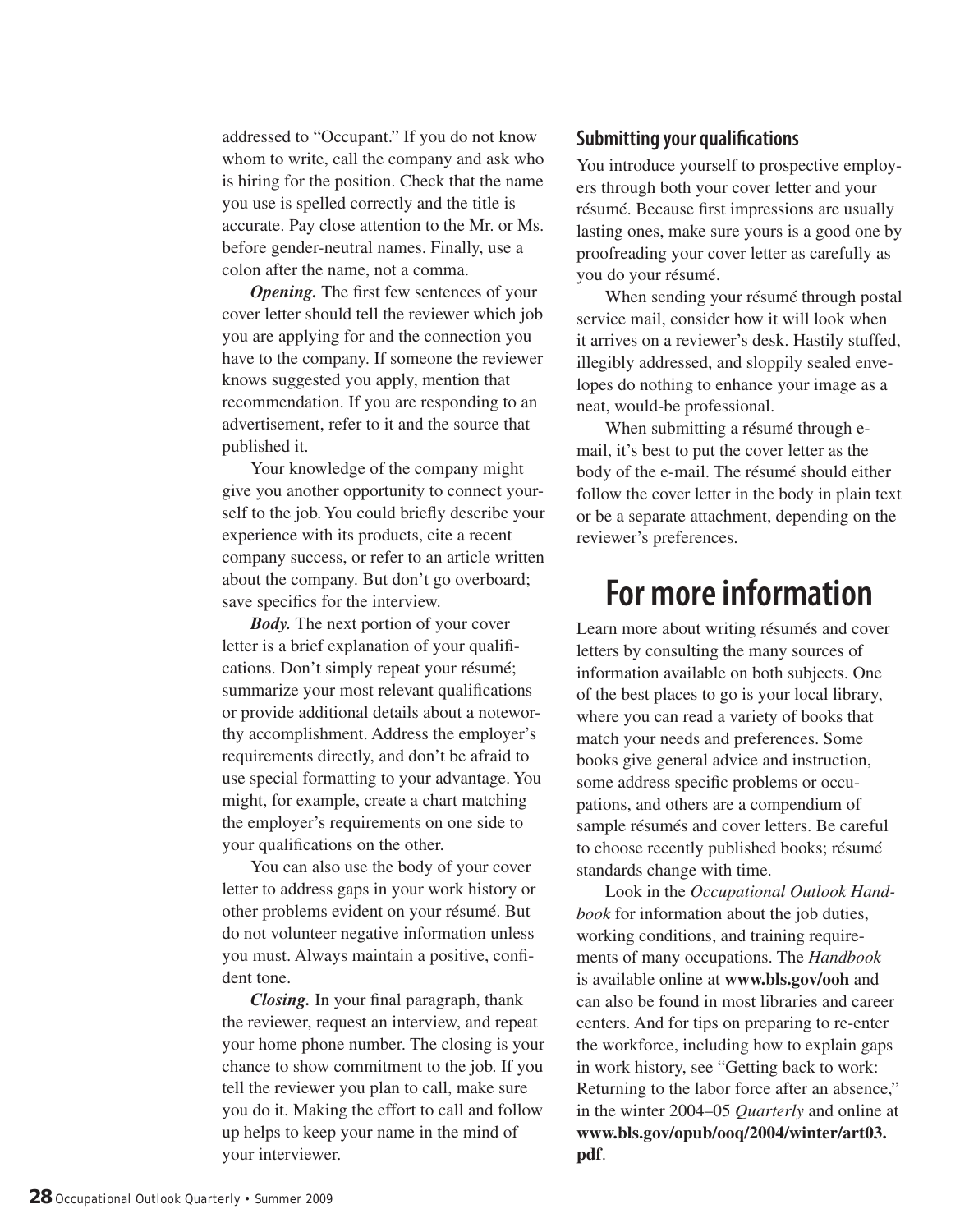addressed to "Occupant." If you do not know whom to write, call the company and ask who is hiring for the position. Check that the name you use is spelled correctly and the title is accurate. Pay close attention to the Mr. or Ms. before gender-neutral names. Finally, use a colon after the name, not a comma.

***Opening.*** The first few sentences of your cover letter should tell the reviewer which job you are applying for and the connection you have to the company. If someone the reviewer knows suggested you apply, mention that recommendation. If you are responding to an advertisement, refer to it and the source that published it.

Your knowledge of the company might give you another opportunity to connect yourself to the job. You could briefly describe your experience with its products, cite a recent company success, or refer to an article written about the company. But don't go overboard; save specifics for the interview.

***Body.*** The next portion of your cover letter is a brief explanation of your qualifications. Don't simply repeat your résumé; summarize your most relevant qualifications or provide additional details about a noteworthy accomplishment. Address the employer's requirements directly, and don't be afraid to use special formatting to your advantage. You might, for example, create a chart matching the employer's requirements on one side to your qualifications on the other.

You can also use the body of your cover letter to address gaps in your work history or other problems evident on your résumé. But do not volunteer negative information unless you must. Always maintain a positive, confident tone.

***Closing.*** In your final paragraph, thank the reviewer, request an interview, and repeat your home phone number. The closing is your chance to show commitment to the job. If you tell the reviewer you plan to call, make sure you do it. Making the effort to call and follow up helps to keep your name in the mind of your interviewer.

### Submitting your qualifications

You introduce yourself to prospective employers through both your cover letter and your résumé. Because first impressions are usually lasting ones, make sure yours is a good one by proofreading your cover letter as carefully as you do your résumé.

When sending your résumé through postal service mail, consider how it will look when it arrives on a reviewer's desk. Hastily stuffed, illegibly addressed, and sloppily sealed envelopes do nothing to enhance your image as a neat, would-be professional.

When submitting a résumé through e-mail, it's best to put the cover letter as the body of the e-mail. The résumé should either follow the cover letter in the body in plain text or be a separate attachment, depending on the reviewer's preferences.

## For more information

Learn more about writing résumés and cover letters by consulting the many sources of information available on both subjects. One of the best places to go is your local library, where you can read a variety of books that match your needs and preferences. Some books give general advice and instruction, some address specific problems or occupations, and others are a compendium of sample résumés and cover letters. Be careful to choose recently published books; résumé standards change with time.

Look in the *Occupational Outlook Handbook* for information about the job duties, working conditions, and training requirements of many occupations. The *Handbook* is available online at **www.bls.gov/ooh** and can also be found in most libraries and career centers. And for tips on preparing to re-enter the workforce, including how to explain gaps in work history, see "Getting back to work: Returning to the labor force after an absence," in the winter 2004–05 *Quarterly* and online at **www.bls.gov/opub/ooq/2004/winter/art03.pdf**.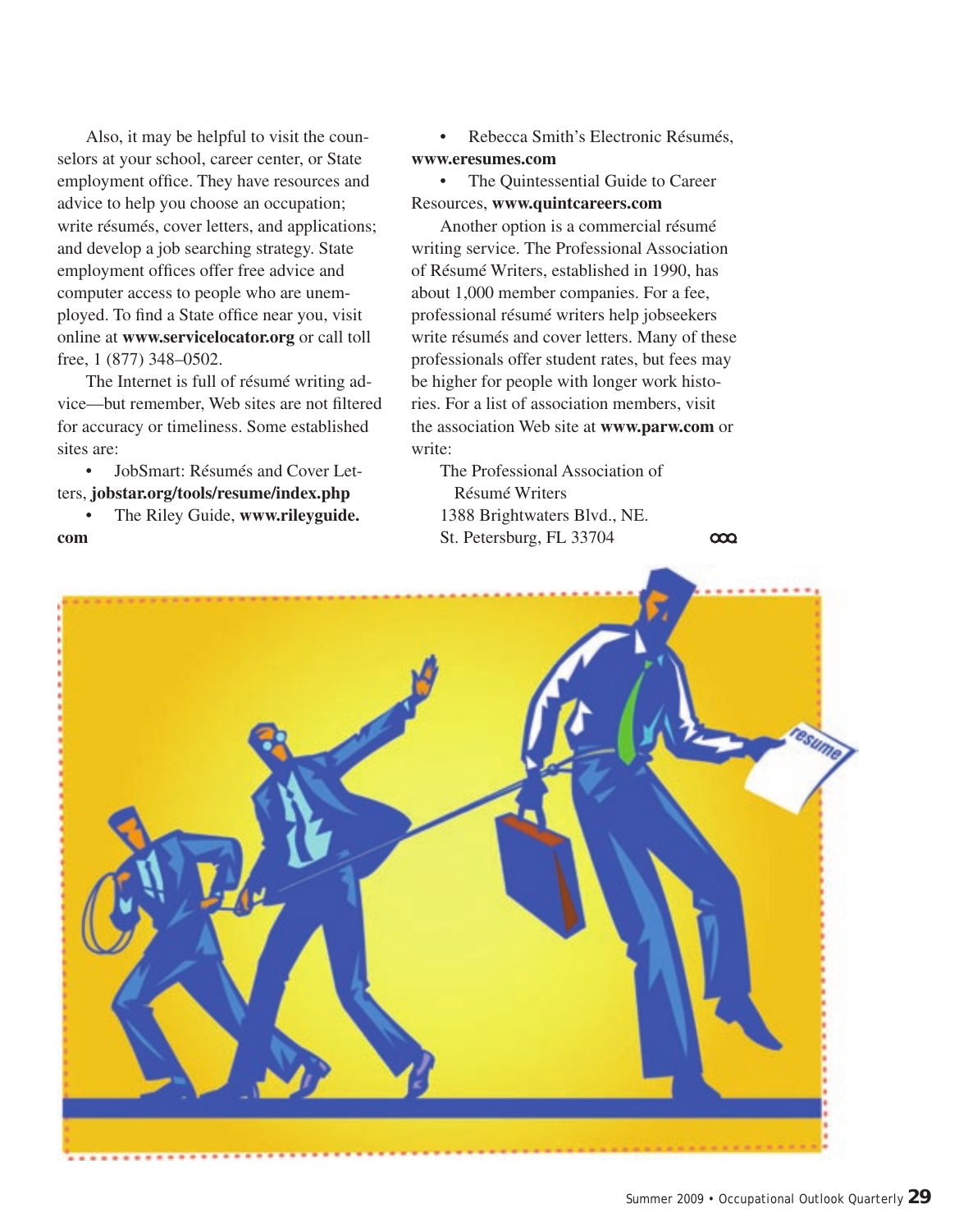Also, it may be helpful to visit the counselors at your school, career center, or State employment office. They have resources and advice to help you choose an occupation; write résumés, cover letters, and applications; and develop a job searching strategy. State employment offices offer free advice and computer access to people who are unemployed. To find a State office near you, visit online at **www.servicelocator.org** or call toll free, 1 (877) 348–0502.

The Internet is full of résumé writing advice—but remember, Web sites are not filtered for accuracy or timeliness. Some established sites are:

- JobSmart: Résumés and Cover Letters, **jobstar.org/tools/resume/index.php**
- The Riley Guide, **www.rileyguide.com**
- Rebecca Smith's Electronic Résumés, **www.eresumes.com**
- The Quintessential Guide to Career Resources, **www.quintcareers.com**

Another option is a commercial résumé writing service. The Professional Association of Résumé Writers, established in 1990, has about 1,000 member companies. For a fee, professional résumé writers help jobseekers write résumés and cover letters. Many of these professionals offer student rates, but fees may be higher for people with longer work histories. For a list of association members, visit the association Web site at **www.parw.com** or write:

The Professional Association of Résumé Writers
1388 Brightwaters Blvd., NE.
St. Petersburg, FL 33704